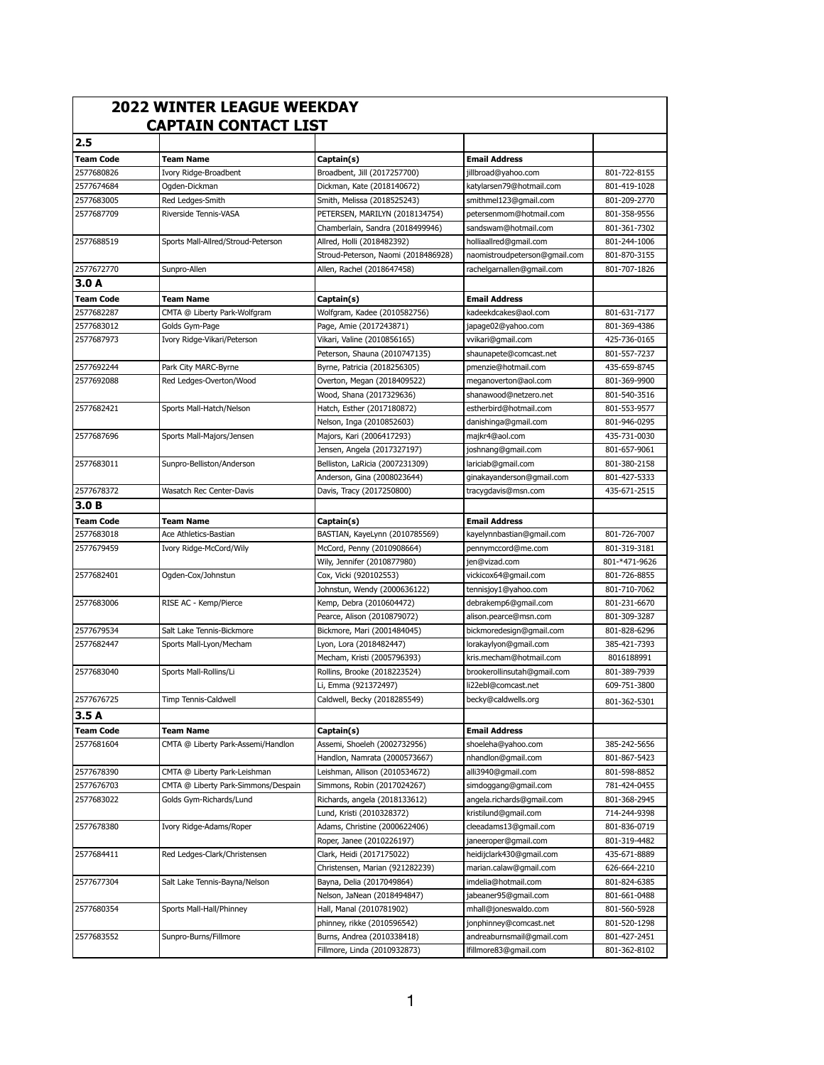# 2022 WINTER LEAGUE WEEKDAY
## CAPTAIN CONTACT LIST

| **2.5** | | | | |
|---|---|---|---|---|
| **Team Code** | **Team Name** | **Captain(s)** | **Email Address** | |
| 2577680826 | Ivory Ridge-Broadbent | Broadbent, Jill (2017257700) | jillbroad@yahoo.com | 801-722-8155 |
| 2577674684 | Ogden-Dickman | Dickman, Kate (2018140672) | katylarsen79@hotmail.com | 801-419-1028 |
| 2577683005 | Red Ledges-Smith | Smith, Melissa (2018525243) | smithmel123@gmail.com | 801-209-2770 |
| 2577687709 | Riverside Tennis-VASA | PETERSEN, MARILYN (2018134754) | petersenmom@hotmail.com | 801-358-9556 |
| | | Chamberlain, Sandra (2018499946) | sandswam@hotmail.com | 801-361-7302 |
| 2577688519 | Sports Mall-Allred/Stroud-Peterson | Allred, Holli (2018482392) | holliaallred@gmail.com | 801-244-1006 |
| | | Stroud-Peterson, Naomi (2018486928) | naomistroudpeterson@gmail.com | 801-870-3155 |
| 2577672770 | Sunpro-Allen | Allen, Rachel (2018647458) | rachelgarnallen@gmail.com | 801-707-1826 |
| **3.0 A** | | | | |
| **Team Code** | **Team Name** | **Captain(s)** | **Email Address** | |
| 2577682287 | CMTA @ Liberty Park-Wolfgram | Wolfgram, Kadee (2010582756) | kadeekdcakes@aol.com | 801-631-7177 |
| 2577683012 | Golds Gym-Page | Page, Amie (2017243871) | japage02@yahoo.com | 801-369-4386 |
| 2577687973 | Ivory Ridge-Vikari/Peterson | Vikari, Valine (2010856165) | vvikari@gmail.com | 425-736-0165 |
| | | Peterson, Shauna (2010747135) | shaunapete@comcast.net | 801-557-7237 |
| 2577692244 | Park City MARC-Byrne | Byrne, Patricia (2018256305) | pmenzie@hotmail.com | 435-659-8745 |
| 2577692088 | Red Ledges-Overton/Wood | Overton, Megan (2018409522) | meganoverton@aol.com | 801-369-9900 |
| | | Wood, Shana (2017329636) | shanawood@netzero.net | 801-540-3516 |
| 2577682421 | Sports Mall-Hatch/Nelson | Hatch, Esther (2017180872) | estherbird@hotmail.com | 801-553-9577 |
| | | Nelson, Inga (2010852603) | danishinga@gmail.com | 801-946-0295 |
| 2577687696 | Sports Mall-Majors/Jensen | Majors, Kari (2006417293) | majkr4@aol.com | 435-731-0030 |
| | | Jensen, Angela (2017327197) | joshnang@gmail.com | 801-657-9061 |
| 2577683011 | Sunpro-Belliston/Anderson | Belliston, LaRicia (2007231309) | lariciab@gmail.com | 801-380-2158 |
| | | Anderson, Gina (2008023644) | ginakayanderson@gmail.com | 801-427-5333 |
| 2577678372 | Wasatch Rec Center-Davis | Davis, Tracy (2017250800) | tracygdavis@msn.com | 435-671-2515 |
| **3.0 B** | | | | |
| **Team Code** | **Team Name** | **Captain(s)** | **Email Address** | |
| 2577683018 | Ace Athletics-Bastian | BASTIAN, KayeLynn (2010785569) | kayelynnbastian@gmail.com | 801-726-7007 |
| 2577679459 | Ivory Ridge-McCord/Wily | McCord, Penny (2010908664) | pennymccord@me.com | 801-319-3181 |
| | | Wily, Jennifer (2010877980) | jen@vizad.com | 801-*471-9626 |
| 2577682401 | Ogden-Cox/Johnstun | Cox, Vicki (920102553) | vickicox64@gmail.com | 801-726-8855 |
| | | Johnstun, Wendy (2000636122) | tennisjoy1@yahoo.com | 801-710-7062 |
| 2577683006 | RISE AC - Kemp/Pierce | Kemp, Debra (2010604472) | debrakemp6@gmail.com | 801-231-6670 |
| | | Pearce, Alison (2010879072) | alison.pearce@msn.com | 801-309-3287 |
| 2577679534 | Salt Lake Tennis-Bickmore | Bickmore, Mari (2001484045) | bickmoredesign@gmail.com | 801-828-6296 |
| 2577682447 | Sports Mall-Lyon/Mecham | Lyon, Lora (2018482447) | lorakaylyon@gmail.com | 385-421-7393 |
| | | Mecham, Kristi (2005796393) | kris.mecham@hotmail.com | 8016188991 |
| 2577683040 | Sports Mall-Rollins/Li | Rollins, Brooke (2018223524) | brookerollinsutah@gmail.com | 801-389-7939 |
| | | Li, Emma (921372497) | li22ebl@comcast.net | 609-751-3800 |
| 2577676725 | Timp Tennis-Caldwell | Caldwell, Becky (2018285549) | becky@caldwells.org | 801-362-5301 |
| **3.5 A** | | | | |
| **Team Code** | **Team Name** | **Captain(s)** | **Email Address** | |
| 2577681604 | CMTA @ Liberty Park-Assemi/Handlon | Assemi, Shoeleh (2002732956) | shoeleha@yahoo.com | 385-242-5656 |
| | | Handlon, Namrata (2000573667) | nhandlon@gmail.com | 801-867-5423 |
| 2577678390 | CMTA @ Liberty Park-Leishman | Leishman, Allison (2010534672) | alli3940@gmail.com | 801-598-8852 |
| 2577676703 | CMTA @ Liberty Park-Simmons/Despain | Simmons, Robin (2017024267) | simdoggang@gmail.com | 781-424-0455 |
| 2577683022 | Golds Gym-Richards/Lund | Richards, angela (2018133612) | angela.richards@gmail.com | 801-368-2945 |
| | | Lund, Kristi (2010328372) | kristilund@gmail.com | 714-244-9398 |
| 2577678380 | Ivory Ridge-Adams/Roper | Adams, Christine (2000622406) | cleeadams13@gmail.com | 801-836-0719 |
| | | Roper, Janee (2010226197) | janeeroper@gmail.com | 801-319-4482 |
| 2577684411 | Red Ledges-Clark/Christensen | Clark, Heidi (2017175022) | heidijclark430@gmail.com | 435-671-8889 |
| | | Christensen, Marian (921282239) | marian.calaw@gmail.com | 626-664-2210 |
| 2577677304 | Salt Lake Tennis-Bayna/Nelson | Bayna, Delia (2017049864) | imdelia@hotmail.com | 801-824-6385 |
| | | Nelson, JaNean (2018494847) | jabeaner95@gmail.com | 801-661-0488 |
| 2577680354 | Sports Mall-Hall/Phinney | Hall, Manal (2010781902) | mhall@joneswaldo.com | 801-560-5928 |
| | | phinney, rikke (2010596542) | jonphinney@comcast.net | 801-520-1298 |
| 2577683552 | Sunpro-Burns/Fillmore | Burns, Andrea (2010338418) | andreaburnsmail@gmail.com | 801-427-2451 |
| | | Fillmore, Linda (2010932873) | lfillmore83@gmail.com | 801-362-8102 |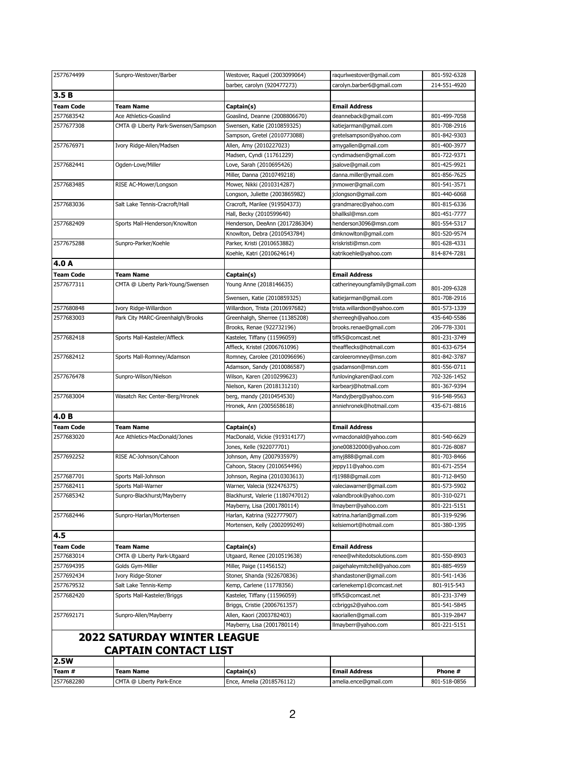| | | | | |
|---|---|---|---|---|
| 2577674499 | Sunpro-Westover/Barber | Westover, Raquel (2003099064) | raqurlwestover@gmail.com | 801-592-6328 |
| | | barber, carolyn (920477273) | carolyn.barber6@gmail.com | 214-551-4920 |
| **3.5 B** | | | | |
| **Team Code** | **Team Name** | **Captain(s)** | **Email Address** | |
| 2577683542 | Ace Athletics-Goaslind | Goaslind, Deanne (2008806670) | deanneback@gmail.com | 801-499-7058 |
| 2577677308 | CMTA @ Liberty Park-Swensen/Sampson | Swensen, Katie (2010859325) | katiejarman@gmail.com | 801-708-2916 |
| | | Sampson, Gretel (2010773088) | gretelsampson@yahoo.com | 801-842-9303 |
| 2577676971 | Ivory Ridge-Allen/Madsen | Allen, Amy (2010227023) | amygallen@gmail.com | 801-400-3977 |
| | | Madsen, Cyndi (11761229) | cyndimadsen@gmail.com | 801-722-9371 |
| 2577682441 | Ogden-Love/Miller | Love, Sarah (2010695426) | jsalove@gmail.com | 801-425-9921 |
| | | Miller, Danna (2010749218) | danna.miller@ymail.com | 801-856-7625 |
| 2577683485 | RISE AC-Mower/Longson | Mower, Nikki (2010314287) | jnmower@gmail.com | 801-541-3571 |
| | | Longson, Juliette (2003865982) | jclongson@gmail.com | 801-440-6068 |
| 2577683036 | Salt Lake Tennis-Cracroft/Hall | Cracroft, Marilee (919504373) | grandmarec@yahoo.com | 801-815-6336 |
| | | Hall, Becky (2010599640) | bhallksl@msn.com | 801-451-7777 |
| 2577682409 | Sports Mall-Henderson/Knowlton | Henderson, DeeAnn (2017286304) | henderson3096@msn.com | 801-554-5317 |
| | | Knowlton, Debra (2010543784) | dmknowlton@gmail.com | 801-520-9574 |
| 2577675288 | Sunpro-Parker/Koehle | Parker, Kristi (2010653882) | kriskristi@msn.com | 801-628-4331 |
| | | Koehle, Katri (2010624614) | katrikoehle@yahoo.com | 814-874-7281 |
| **4.0 A** | | | | |
| **Team Code** | **Team Name** | **Captain(s)** | **Email Address** | |
| 2577677311 | CMTA @ Liberty Park-Young/Swensen | Young Anne (2018146635) | catherineyoungfamily@gmail.com | 801-209-6328 |
| | | Swensen, Katie (2010859325) | katiejarman@gmail.com | 801-708-2916 |
| 2577680848 | Ivory Ridge-Willardson | Willardson, Trista (2010697682) | trista.willardson@yahoo.com | 801-573-1339 |
| 2577683003 | Park City MARC-Greenhalgh/Brooks | Greenhalgh, Sherree (11385208) | sherreegh@yahoo.com | 435-640-5586 |
| | | Brooks, Renae (922732196) | brooks.renae@gmail.com | 206-778-3301 |
| 2577682418 | Sports Mall-Kasteler/Affleck | Kasteler, Tiffany (11596059) | tiffk5@comcast.net | 801-231-3749 |
| | | Affleck, Kristel (2006761096) | theafflecks@hotmail.com | 801-633-6754 |
| 2577682412 | Sports Mall-Romney/Adamson | Romney, Carolee (2010096696) | caroleeromney@msn.com | 801-842-3787 |
| | | Adamson, Sandy (2010086587) | gsadamson@msn.com | 801-556-0711 |
| 2577676478 | Sunpro-Wilson/Nielson | Wilson, Karen (2010299623) | funlovingkaren@aol.com | 702-326-1452 |
| | | Nielson, Karen (2018131210) | karbearj@hotmail.com | 801-367-9394 |
| 2577683004 | Wasatch Rec Center-Berg/Hronek | berg, mandy (2010454530) | Mandyjberg@yahoo.com | 916-548-9563 |
| | | Hronek, Ann (2005658618) | anniehronek@hotmail.com | 435-671-8816 |
| **4.0 B** | | | | |
| **Team Code** | **Team Name** | **Captain(s)** | **Email Address** | |
| 2577683020 | Ace Athletics-MacDonald/Jones | MacDonald, Vickie (919314177) | vvmacdonald@yahoo.com | 801-540-6629 |
| | | Jones, Kelle (922077701) | jone00832000@yahoo.com | 801-726-8087 |
| 2577692252 | RISE AC-Johnson/Cahoon | Johnson, Amy (2007935979) | amyj888@gmail.com | 801-703-8466 |
| | | Cahoon, Stacey (2010654496) | jeppy11@yahoo.com | 801-671-2554 |
| 2577687701 | Sports Mall-Johnson | Johnson, Regina (2010303613) | rlj1988@gmail.com | 801-712-8450 |
| 2577682411 | Sports Mall-Warner | Warner, Valecia (922476375) | valeciawarner@gmail.com | 801-573-5902 |
| 2577685342 | Sunpro-Blackhurst/Mayberry | Blackhurst, Valerie (1180747012) | valandbrook@yahoo.com | 801-310-0271 |
| | | Mayberry, Lisa (2001780114) | llmayberr@yahoo.com | 801-221-5151 |
| 2577682446 | Sunpro-Harlan/Mortensen | Harlan, Katrina (922777907) | katrina.harlan@gmail.com | 801-319-9296 |
| | | Mortensen, Kelly (2002099249) | kelsiemort@hotmail.com | 801-380-1395 |
| **4.5** | | | | |
| **Team Code** | **Team Name** | **Captain(s)** | **Email Address** | |
| 2577683014 | CMTA @ Liberty Park-Utgaard | Utgaard, Renee (2010519638) | renee@whitedotsolutions.com | 801-550-8903 |
| 2577694395 | Golds Gym-Miller | Miller, Paige (11456152) | paigehaleymitchell@yahoo.com | 801-885-4959 |
| 2577692434 | Ivory Ridge-Stoner | Stoner, Shanda (922670836) | shandastoner@gmail.com | 801-541-1436 |
| 2577679532 | Salt Lake Tennis-Kemp | Kemp, Carlene (11778356) | carlenekemp1@comcast.net | 801-915-543 |
| 2577682420 | Sports Mall-Kasteler/Briggs | Kasteler, Tiffany (11596059) | tiffk5@comcast.net | 801-231-3749 |
| | | Briggs, Cristie (2006761357) | ccbriggs2@yahoo.com | 801-541-5845 |
| 2577692171 | Sunpro-Allen/Mayberry | Allen, Kaori (2003782403) | kaoriallen@gmail.com | 801-319-2847 |
| | | Mayberry, Lisa (2001780114) | llmayberr@yahoo.com | 801-221-5151 |

## 2022 SATURDAY WINTER LEAGUE CAPTAIN CONTACT LIST

| | | | | |
|---|---|---|---|---|
| **2.5W** | | | | |
| **Team #** | **Team Name** | **Captain(s)** | **Email Address** | **Phone #** |
| 2577682280 | CMTA @ Liberty Park-Ence | Ence, Amelia (2018576112) | amelia.ence@gmail.com | 801-518-0856 |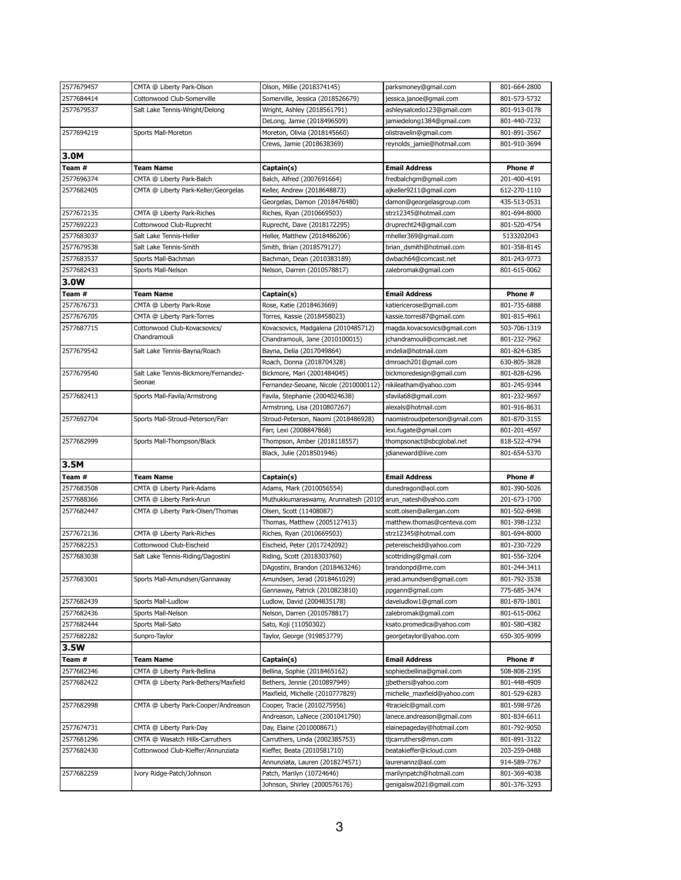| | | | | |
|---|---|---|---|---|
| 2577679457 | CMTA @ Liberty Park-Olson | Olson, Millie (2018374145) | parksmoney@gmail.com | 801-664-2800 |
| 2577684414 | Cottonwood Club-Somerville | Somerville, Jessica (2018526679) | jessica.janoe@gmail.com | 801-573-5732 |
| 2577679537 | Salt Lake Tennis-Wright/Delong | Wright, Ashley (2018561791) | ashleysalcedo123@gmail.com | 801-913-0178 |
| | | DeLong, Jamie (2018496509) | jamiedelong1384@gmail.com | 801-440-7232 |
| 2577694219 | Sports Mall-Moreton | Moreton, Olivia (2018145660) | olistravelin@gmail.com | 801-891-3567 |
| | | Crews, Jamie (2018638369) | reynolds_jamie@hotmail.com | 801-910-3694 |
| **3.0M** | | | | |
| **Team #** | **Team Name** | **Captain(s)** | **Email Address** | **Phone #** |
| 2577696374 | CMTA @ Liberty Park-Balch | Balch, Alfred (2007691664) | fredbalchgm@gmail.com | 201-400-4191 |
| 2577682405 | CMTA @ Liberty Park-Keller/Georgelas | Keller, Andrew (2018648873) | ajkeller9211@gmail.com | 612-270-1110 |
| | | Georgelas, Damon (2018476480) | damon@georgelasgroup.com | 435-513-0531 |
| 2577672135 | CMTA @ Liberty Park-Riches | Riches, Ryan (2010669503) | strz12345@hotmail.com | 801-694-8000 |
| 2577692223 | Cottonwood Club-Ruprecht | Ruprecht, Dave (2018172295) | druprecht24@gmail.com | 801-520-4754 |
| 2577683037 | Salt Lake Tennis-Heller | Heller, Matthew (2018486206) | mheller369@gmail.com | 5133202043 |
| 2577679538 | Salt Lake Tennis-Smith | Smith, Brian (2018579127) | brian_dsmith@hotmail.com | 801-358-8145 |
| 2577683537 | Sports Mall-Bachman | Bachman, Dean (2010383189) | dwbach64@comcast.net | 801-243-9773 |
| 2577682433 | Sports Mall-Nelson | Nelson, Darren (2010578817) | zalebromak@gmail.com | 801-615-0062 |
| **3.0W** | | | | |
| **Team #** | **Team Name** | **Captain(s)** | **Email Address** | **Phone #** |
| 2577676733 | CMTA @ Liberty Park-Rose | Rose, Katie (2018463669) | katiericerose@gmail.com | 801-735-6888 |
| 2577676705 | CMTA @ Liberty Park-Torres | Torres, Kassie (2018458023) | kassie.torres87@gmail.com | 801-815-4961 |
| 2577687715 | Cottonwood Club-Kovacsovics/ Chandramouli | Kovacsovics, Madgalena (2010485712) | magda.kovacsovics@gmail.com | 503-706-1319 |
| | | Chandramouli, Jane (2010100015) | jchandramouli@comcast.net | 801-232-7962 |
| 2577679542 | Salt Lake Tennis-Bayna/Roach | Bayna, Delia (2017049864) | imdelia@hotmail.com | 801-824-6385 |
| | | Roach, Donna (2018704328) | dmroach201@gmail.com | 630-805-3828 |
| 2577679540 | Salt Lake Tennis-Bickmore/Fernandez-Seonae | Bickmore, Mari (2001484045) | bickmoredesign@gmail.com | 801-828-6296 |
| | | Fernandez-Seoane, Nicole (2010000112) | nikileatham@yahoo.com | 801-245-9344 |
| 2577682413 | Sports Mall-Favila/Armstrong | Favila, Stephanie (2004024638) | sfavila68@gmail.com | 801-232-9697 |
| | | Armstrong, Lisa (2010807267) | alexals@hotmail.com | 801-916-8631 |
| 2577692704 | Sports Mall-Stroud-Peterson/Farr | Stroud-Peterson, Naomi (2018486928) | naomistroudpeterson@gmail.com | 801-870-3155 |
| | | Farr, Lexi (2008847868) | lexi.fugate@gmail.com | 801-201-4597 |
| 2577682999 | Sports Mall-Thompson/Black | Thompson, Amber (2018118557) | thompsonact@sbcglobal.net | 818-522-4794 |
| | | Black, Julie (2018501946) | jdianeward@live.com | 801-654-5370 |
| **3.5M** | | | | |
| **Team #** | **Team Name** | **Captain(s)** | **Email Address** | **Phone #** |
| 2577683508 | CMTA @ Liberty Park-Adams | Adams, Mark (2010056554) | dunedragon@aol.com | 801-390-5026 |
| 2577688366 | CMTA @ Liberty Park-Arun | Muthukkumaraswamy, Arunnatesh (20105 | arun_natesh@yahoo.com | 201-673-1700 |
| 2577682447 | CMTA @ Liberty Park-Olsen/Thomas | Olsen, Scott (11408087) | scott.olsen@allergan.com | 801-502-8498 |
| | | Thomas, Matthew (2005127413) | matthew.thomas@centeva.com | 801-398-1232 |
| 2577672136 | CMTA @ Liberty Park-Riches | Riches, Ryan (2010669503) | strz12345@hotmail.com | 801-694-8000 |
| 2577682253 | Cottonwood Club-Eischeid | Eischeid, Peter (2017242092) | petereischeid@yahoo.com | 801-230-7229 |
| 2577683038 | Salt Lake Tennis-Riding/Dagostini | Riding, Scott (2018303760) | scottriding@gmail.com | 801-556-3204 |
| | | DAgostini, Brandon (2018463246) | brandonpd@me.com | 801-244-3411 |
| 2577683001 | Sports Mall-Amundsen/Gannaway | Amundsen, Jerad (2018461029) | jerad.amundsen@gmail.com | 801-792-3538 |
| | | Gannaway, Patrick (2010823810) | ppgann@gmail.com | 775-685-3474 |
| 2577682439 | Sports Mall-Ludlow | Ludlow, David (2004835178) | daveludlow1@gmail.com | 801-870-1801 |
| 2577682436 | Sports Mall-Nelson | Nelson, Darren (2010578817) | zalebromak@gmail.com | 801-615-0062 |
| 2577682444 | Sports Mall-Sato | Sato, Koji (11050302) | ksato.promedica@yahoo.com | 801-580-4382 |
| 2577682282 | Sunpro-Taylor | Taylor, George (919853779) | georgetaylor@yahoo.com | 650-305-9099 |
| **3.5W** | | | | |
| **Team #** | **Team Name** | **Captain(s)** | **Email Address** | **Phone #** |
| 2577682346 | CMTA @ Liberty Park-Bellina | Bellina, Sophie (2018465162) | sophiecbellina@gmail.com | 508-808-2395 |
| 2577682422 | CMTA @ Liberty Park-Bethers/Maxfield | Bethers, Jennie (2010897949) | jjbethers@yahoo.com | 801-448-4909 |
| | | Maxfield, Michelle (2010777829) | michelle_maxfield@yahoo.com | 801-529-6283 |
| 2577682998 | CMTA @ Liberty Park-Cooper/Andreason | Cooper, Tracie (2010275956) | 4tracielc@gmail.com | 801-598-9726 |
| | | Andreason, LaNece (2001041790) | lanece.andreason@gmail.com | 801-834-6611 |
| 2577674731 | CMTA @ Liberty Park-Day | Day, Elaine (2010008671) | elainepageday@hotmail.com | 801-792-9050 |
| 2577681296 | CMTA @ Wasatch Hills-Carruthers | Carruthers, Linda (2002385753) | tljcarruthers@msn.com | 801-891-3122 |
| 2577682430 | Cottonwood Club-Kieffer/Annunziata | Kieffer, Beata (2010581710) | beatakieffer@icloud.com | 203-259-0488 |
| | | Annunziata, Lauren (2018274571) | laurenannz@aol.com | 914-589-7767 |
| 2577682259 | Ivory Ridge-Patch/Johnson | Patch, Marilyn (10724646) | marilynpatch@hotmail.com | 801-369-4038 |
| | | Johnson, Shirley (2000576176) | genigalsw2021@gmail.com | 801-376-3293 |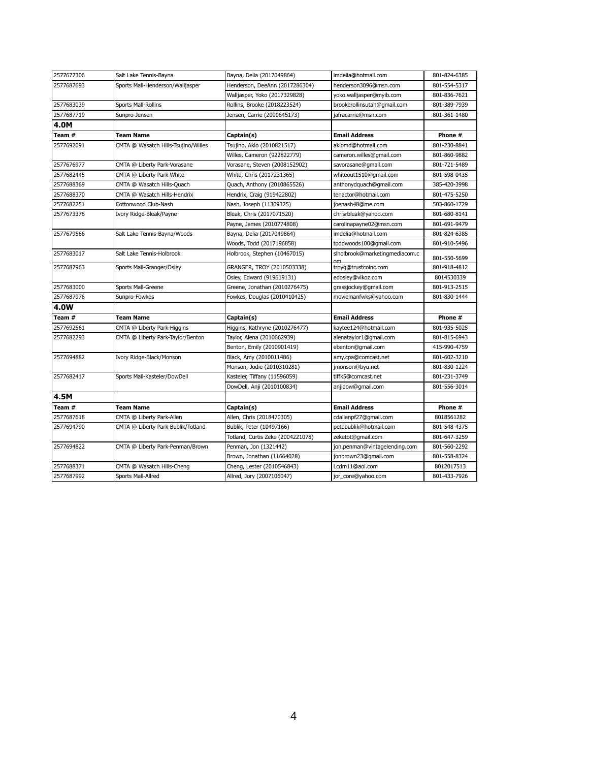| | | | | |
|---|---|---|---|---|
| 2577677306 | Salt Lake Tennis-Bayna | Bayna, Delia (2017049864) | imdelia@hotmail.com | 801-824-6385 |
| 2577687693 | Sports Mall-Henderson/Walljasper | Henderson, DeeAnn (2017286304) | henderson3096@msn.com | 801-554-5317 |
| | | Walljasper, Yoko (2017329828) | yoko.walljasper@myib.com | 801-836-7621 |
| 2577683039 | Sports Mall-Rollins | Rollins, Brooke (2018223524) | brookerollinsutah@gmail.com | 801-389-7939 |
| 2577687719 | Sunpro-Jensen | Jensen, Carrie (2000645173) | jafracarrie@msn.com | 801-361-1480 |
| **4.0M** | | | | |
| **Team #** | **Team Name** | **Captain(s)** | **Email Address** | **Phone #** |
| 2577692091 | CMTA @ Wasatch Hills-Tsujino/Willes | Tsujino, Akio (2010821517) | akiomd@hotmail.com | 801-230-8841 |
| | | Willes, Cameron (922822779) | cameron.willes@gmail.com | 801-860-9882 |
| 2577676977 | CMTA @ Liberty Park-Vorasane | Vorasane, Steven (2008152902) | savorasane@gmail.com | 801-721-5489 |
| 2577682445 | CMTA @ Liberty Park-White | White, Chris (2017231365) | whiteout1510@gmail.com | 801-598-0435 |
| 2577688369 | CMTA @ Wasatch Hills-Quach | Quach, Anthony (2010865526) | anthonydquach@gmail.com | 385-420-3998 |
| 2577688370 | CMTA @ Wasatch Hills-Hendrix | Hendrix, Craig (919422802) | tenactor@hotmail.com | 801-475-5250 |
| 2577682251 | Cottonwood Club-Nash | Nash, Joseph (11309325) | joenash48@me.com | 503-860-1729 |
| 2577673376 | Ivory Ridge-Bleak/Payne | Bleak, Chris (2017071520) | chrisrbleak@yahoo.com | 801-680-8141 |
| | | Payne, James (2010774808) | carolinapayne02@msn.com | 801-691-9479 |
| 2577679566 | Salt Lake Tennis-Bayna/Woods | Bayna, Delia (2017049864) | imdelia@hotmail.com | 801-824-6385 |
| | | Woods, Todd (2017196858) | toddwoods100@gmail.com | 801-910-5496 |
| 2577683017 | Salt Lake Tennis-Holbrook | Holbrook, Stephen (10467015) | slholbrook@marketingmediacom.com | 801-550-5699 |
| 2577687963 | Sports Mall-Granger/Osley | GRANGER, TROY (2010503338) | troyg@trustcoinc.com | 801-918-4812 |
| | | Osley, Edward (919619131) | edosley@vikoz.com | 8014530339 |
| 2577683000 | Sports Mall-Greene | Greene, Jonathan (2010276475) | grassjockey@gmail.com | 801-913-2515 |
| 2577687976 | Sunpro-Fowkes | Fowkes, Douglas (2010410425) | moviemanfwks@yahoo.com | 801-830-1444 |
| **4.0W** | | | | |
| **Team #** | **Team Name** | **Captain(s)** | **Email Address** | **Phone #** |
| 2577692561 | CMTA @ Liberty Park-Higgins | Higgins, Kathryne (2010276477) | kaytee124@hotmail.com | 801-935-5025 |
| 2577682293 | CMTA @ Liberty Park-Taylor/Benton | Taylor, Alena (2010662939) | alenataylor1@gmail.com | 801-815-6943 |
| | | Benton, Emily (2010901419) | ebenton@gmail.com | 415-990-4759 |
| 2577694882 | Ivory Ridge-Black/Monson | Black, Amy (2010011486) | amy.cpa@comcast.net | 801-602-3210 |
| | | Monson, Jodie (2010310281) | jmonson@byu.net | 801-830-1224 |
| 2577682417 | Sports Mall-Kasteler/DowDell | Kasteler, Tiffany (11596059) | tiffk5@comcast.net | 801-231-3749 |
| | | DowDell, Anji (2010100834) | anjidow@gmail.com | 801-556-3014 |
| **4.5M** | | | | |
| **Team #** | **Team Name** | **Captain(s)** | **Email Address** | **Phone #** |
| 2577687618 | CMTA @ Liberty Park-Allen | Allen, Chris (2018470305) | cdallenpf27@gmail.com | 8018561282 |
| 2577694790 | CMTA @ Liberty Park-Bublik/Totland | Bublik, Peter (10497166) | petebublik@hotmail.com | 801-548-4375 |
| | | Totland, Curtis Zeke (2004221078) | zeketot@gmail.com | 801-647-3259 |
| 2577694822 | CMTA @ Liberty Park-Penman/Brown | Penman, Jon (1321442) | jon.penman@vintagelending.com | 801-560-2292 |
| | | Brown, Jonathan (11664028) | jonbrown23@gmail.com | 801-558-8324 |
| 2577688371 | CMTA @ Wasatch Hills-Cheng | Cheng, Lester (2010546843) | Lcdm11@aol.com | 8012017513 |
| 2577687992 | Sports Mall-Allred | Allred, Jory (2007106047) | jor_core@yahoo.com | 801-433-7926 |